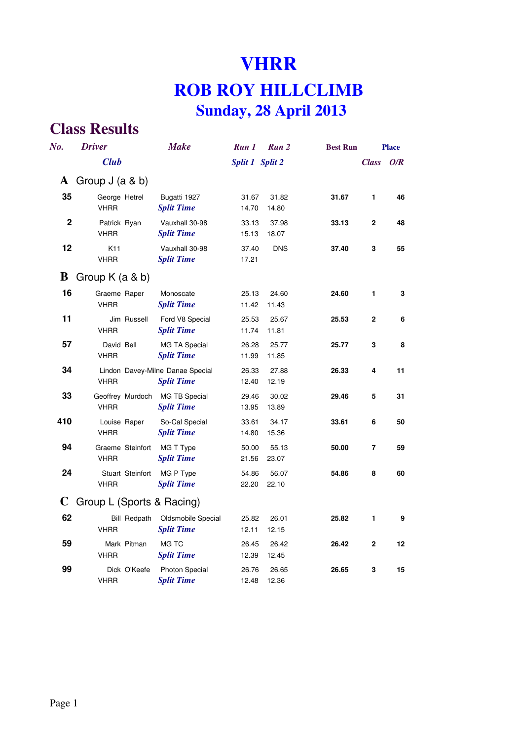# VHRR

# ROB ROY HILLCLIMB

## Sunday, 28 April 2013

## Class Results

| No. | Driver / Club | Make | Run 1 / Split 1 | Run 2 / Split 2 | Best Run | Place Class | Place O/R |
|---|---|---|---|---|---|---|---|
| **A** | **Group J (a & b)** | | | | | | |
| 35 | George Hetrel | Bugatti 1927 | 31.67 | 31.82 | 31.67 | 1 | 46 |
| | VHRR | *Split Time* | 14.70 | 14.80 | | | |
| 2 | Patrick Ryan | Vauxhall 30-98 | 33.13 | 37.98 | 33.13 | 2 | 48 |
| | VHRR | *Split Time* | 15.13 | 18.07 | | | |
| 12 | K11 | Vauxhall 30-98 | 37.40 | DNS | 37.40 | 3 | 55 |
| | VHRR | *Split Time* | 17.21 | | | | |
| **B** | **Group K (a & b)** | | | | | | |
| 16 | Graeme Raper | Monoscate | 25.13 | 24.60 | 24.60 | 1 | 3 |
| | VHRR | *Split Time* | 11.42 | 11.43 | | | |
| 11 | Jim Russell | Ford V8 Special | 25.53 | 25.67 | 25.53 | 2 | 6 |
| | VHRR | *Split Time* | 11.74 | 11.81 | | | |
| 57 | David Bell | MG TA Special | 26.28 | 25.77 | 25.77 | 3 | 8 |
| | VHRR | *Split Time* | 11.99 | 11.85 | | | |
| 34 | Lindon Davey-Milne | Danae Special | 26.33 | 27.88 | 26.33 | 4 | 11 |
| | VHRR | *Split Time* | 12.40 | 12.19 | | | |
| 33 | Geoffrey Murdoch | MG TB Special | 29.46 | 30.02 | 29.46 | 5 | 31 |
| | VHRR | *Split Time* | 13.95 | 13.89 | | | |
| 410 | Louise Raper | So-Cal Special | 33.61 | 34.17 | 33.61 | 6 | 50 |
| | VHRR | *Split Time* | 14.80 | 15.36 | | | |
| 94 | Graeme Steinfort | MG T Type | 50.00 | 55.13 | 50.00 | 7 | 59 |
| | VHRR | *Split Time* | 21.56 | 23.07 | | | |
| 24 | Stuart Steinfort | MG P Type | 54.86 | 56.07 | 54.86 | 8 | 60 |
| | VHRR | *Split Time* | 22.20 | 22.10 | | | |
| **C** | **Group L (Sports & Racing)** | | | | | | |
| 62 | Bill Redpath | Oldsmobile Special | 25.82 | 26.01 | 25.82 | 1 | 9 |
| | VHRR | *Split Time* | 12.11 | 12.15 | | | |
| 59 | Mark Pitman | MG TC | 26.45 | 26.42 | 26.42 | 2 | 12 |
| | VHRR | *Split Time* | 12.39 | 12.45 | | | |
| 99 | Dick O'Keefe | Photon Special | 26.76 | 26.65 | 26.65 | 3 | 15 |
| | VHRR | *Split Time* | 12.48 | 12.36 | | | |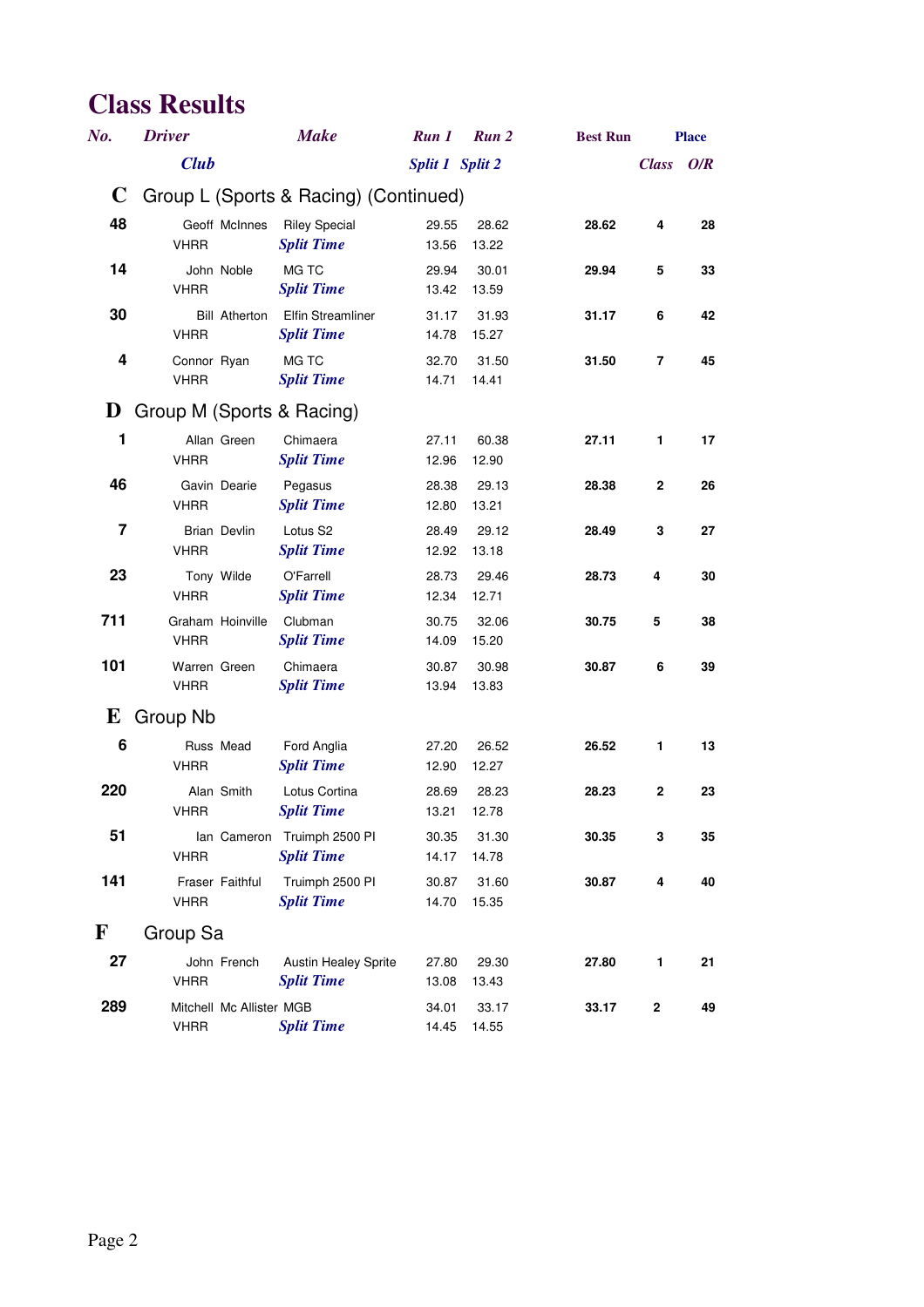# Class Results

| No. | Driver / Club | Make | Run 1 / Split 1 | Run 2 / Split 2 | Best Run | Place Class | Place O/R |
|---|---|---|---|---|---|---|---|
| **C** | **Group L (Sports & Racing) (Continued)** | | | | | | |
| **48** | Geoff McInnes | Riley Special | 29.55 | 28.62 | **28.62** | **4** | **28** |
| | VHRR | *Split Time* | 13.56 | 13.22 | | | |
| **14** | John Noble | MG TC | 29.94 | 30.01 | **29.94** | **5** | **33** |
| | VHRR | *Split Time* | 13.42 | 13.59 | | | |
| **30** | Bill Atherton | Elfin Streamliner | 31.17 | 31.93 | **31.17** | **6** | **42** |
| | VHRR | *Split Time* | 14.78 | 15.27 | | | |
| **4** | Connor Ryan | MG TC | 32.70 | 31.50 | **31.50** | **7** | **45** |
| | VHRR | *Split Time* | 14.71 | 14.41 | | | |
| **D** | **Group M (Sports & Racing)** | | | | | | |
| **1** | Allan Green | Chimaera | 27.11 | 60.38 | **27.11** | **1** | **17** |
| | VHRR | *Split Time* | 12.96 | 12.90 | | | |
| **46** | Gavin Dearie | Pegasus | 28.38 | 29.13 | **28.38** | **2** | **26** |
| | VHRR | *Split Time* | 12.80 | 13.21 | | | |
| **7** | Brian Devlin | Lotus S2 | 28.49 | 29.12 | **28.49** | **3** | **27** |
| | VHRR | *Split Time* | 12.92 | 13.18 | | | |
| **23** | Tony Wilde | O'Farrell | 28.73 | 29.46 | **28.73** | **4** | **30** |
| | VHRR | *Split Time* | 12.34 | 12.71 | | | |
| **711** | Graham Hoinville | Clubman | 30.75 | 32.06 | **30.75** | **5** | **38** |
| | VHRR | *Split Time* | 14.09 | 15.20 | | | |
| **101** | Warren Green | Chimaera | 30.87 | 30.98 | **30.87** | **6** | **39** |
| | VHRR | *Split Time* | 13.94 | 13.83 | | | |
| **E** | **Group Nb** | | | | | | |
| **6** | Russ Mead | Ford Anglia | 27.20 | 26.52 | **26.52** | **1** | **13** |
| | VHRR | *Split Time* | 12.90 | 12.27 | | | |
| **220** | Alan Smith | Lotus Cortina | 28.69 | 28.23 | **28.23** | **2** | **23** |
| | VHRR | *Split Time* | 13.21 | 12.78 | | | |
| **51** | Ian Cameron | Truimph 2500 PI | 30.35 | 31.30 | **30.35** | **3** | **35** |
| | VHRR | *Split Time* | 14.17 | 14.78 | | | |
| **141** | Fraser Faithful | Truimph 2500 PI | 30.87 | 31.60 | **30.87** | **4** | **40** |
| | VHRR | *Split Time* | 14.70 | 15.35 | | | |
| **F** | **Group Sa** | | | | | | |
| **27** | John French | Austin Healey Sprite | 27.80 | 29.30 | **27.80** | **1** | **21** |
| | VHRR | *Split Time* | 13.08 | 13.43 | | | |
| **289** | Mitchell Mc Allister | MGB | 34.01 | 33.17 | **33.17** | **2** | **49** |
| | VHRR | *Split Time* | 14.45 | 14.55 | | | |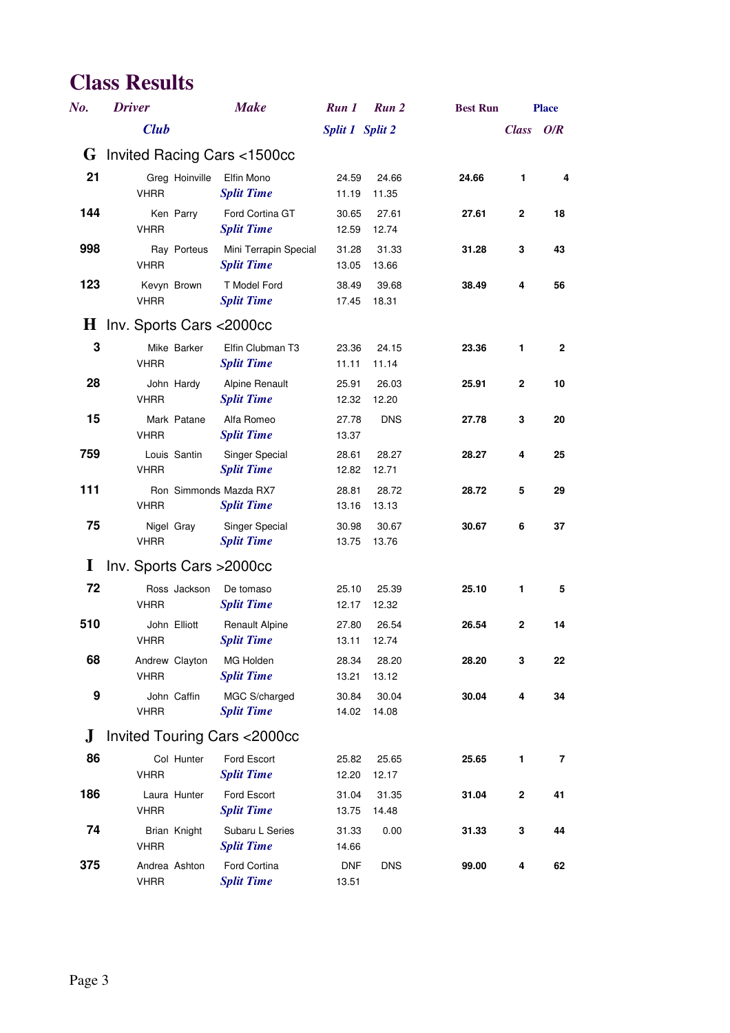# Class Results

| No. | Driver / Club | Make | Run 1 / Split 1 | Run 2 / Split 2 | Best Run | Place Class | Place O/R |
|---|---|---|---|---|---|---|---|
| **G** | **Invited Racing Cars <1500cc** | | | | | | |
| 21 | Greg Hoinville | Elfin Mono | 24.59 | 24.66 | **24.66** | 1 | 4 |
| | VHRR | *Split Time* | 11.19 | 11.35 | | | |
| 144 | Ken Parry | Ford Cortina GT | 30.65 | 27.61 | **27.61** | 2 | 18 |
| | VHRR | *Split Time* | 12.59 | 12.74 | | | |
| 998 | Ray Porteus | Mini Terrapin Special | 31.28 | 31.33 | **31.28** | 3 | 43 |
| | VHRR | *Split Time* | 13.05 | 13.66 | | | |
| 123 | Kevyn Brown | T Model Ford | 38.49 | 39.68 | **38.49** | 4 | 56 |
| | VHRR | *Split Time* | 17.45 | 18.31 | | | |
| **H** | **Inv. Sports Cars <2000cc** | | | | | | |
| 3 | Mike Barker | Elfin Clubman T3 | 23.36 | 24.15 | **23.36** | 1 | 2 |
| | VHRR | *Split Time* | 11.11 | 11.14 | | | |
| 28 | John Hardy | Alpine Renault | 25.91 | 26.03 | **25.91** | 2 | 10 |
| | VHRR | *Split Time* | 12.32 | 12.20 | | | |
| 15 | Mark Patane | Alfa Romeo | 27.78 | DNS | **27.78** | 3 | 20 |
| | VHRR | *Split Time* | 13.37 | | | | |
| 759 | Louis Santin | Singer Special | 28.61 | 28.27 | **28.27** | 4 | 25 |
| | VHRR | *Split Time* | 12.82 | 12.71 | | | |
| 111 | Ron Simmonds | Mazda RX7 | 28.81 | 28.72 | **28.72** | 5 | 29 |
| | VHRR | *Split Time* | 13.16 | 13.13 | | | |
| 75 | Nigel Gray | Singer Special | 30.98 | 30.67 | **30.67** | 6 | 37 |
| | VHRR | *Split Time* | 13.75 | 13.76 | | | |
| **I** | **Inv. Sports Cars >2000cc** | | | | | | |
| 72 | Ross Jackson | De tomaso | 25.10 | 25.39 | **25.10** | 1 | 5 |
| | VHRR | *Split Time* | 12.17 | 12.32 | | | |
| 510 | John Elliott | Renault Alpine | 27.80 | 26.54 | **26.54** | 2 | 14 |
| | VHRR | *Split Time* | 13.11 | 12.74 | | | |
| 68 | Andrew Clayton | MG Holden | 28.34 | 28.20 | **28.20** | 3 | 22 |
| | VHRR | *Split Time* | 13.21 | 13.12 | | | |
| 9 | John Caffin | MGC S/charged | 30.84 | 30.04 | **30.04** | 4 | 34 |
| | VHRR | *Split Time* | 14.02 | 14.08 | | | |
| **J** | **Invited Touring Cars <2000cc** | | | | | | |
| 86 | Col Hunter | Ford Escort | 25.82 | 25.65 | **25.65** | 1 | 7 |
| | VHRR | *Split Time* | 12.20 | 12.17 | | | |
| 186 | Laura Hunter | Ford Escort | 31.04 | 31.35 | **31.04** | 2 | 41 |
| | VHRR | *Split Time* | 13.75 | 14.48 | | | |
| 74 | Brian Knight | Subaru L Series | 31.33 | 0.00 | **31.33** | 3 | 44 |
| | VHRR | *Split Time* | 14.66 | | | | |
| 375 | Andrea Ashton | Ford Cortina | DNF | DNS | **99.00** | 4 | 62 |
| | VHRR | *Split Time* | 13.51 | | | | |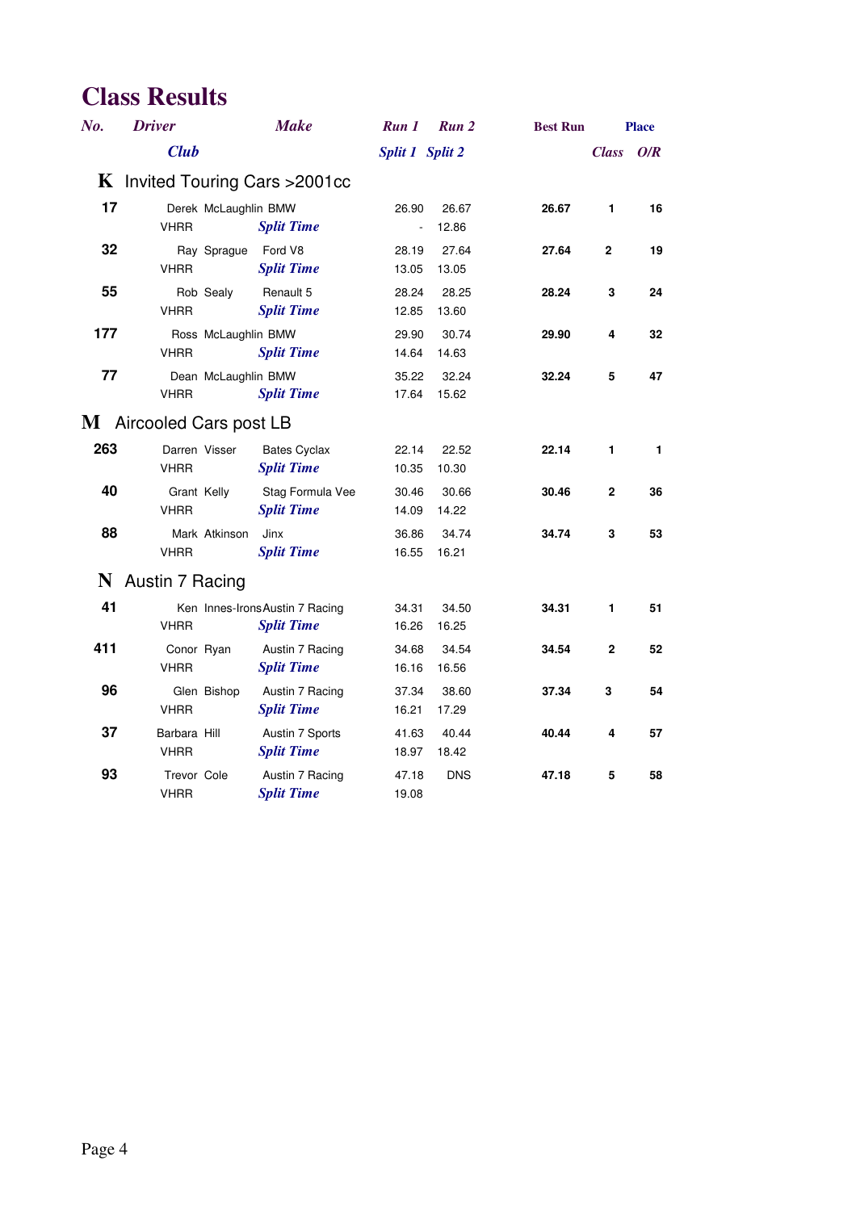# Class Results

| No. | Driver / Club | Make | Run 1 / Split 1 | Run 2 / Split 2 | Best Run | Place Class | Place O/R |
|---|---|---|---|---|---|---|---|
| **K** | **Invited Touring Cars >2001cc** | | | | | | |
| **17** | Derek McLaughlin | BMW | 26.90 | 26.67 | **26.67** | **1** | **16** |
| | VHRR | *Split Time* | - | 12.86 | | | |
| **32** | Ray Sprague | Ford V8 | 28.19 | 27.64 | **27.64** | **2** | **19** |
| | VHRR | *Split Time* | 13.05 | 13.05 | | | |
| **55** | Rob Sealy | Renault 5 | 28.24 | 28.25 | **28.24** | **3** | **24** |
| | VHRR | *Split Time* | 12.85 | 13.60 | | | |
| **177** | Ross McLaughlin | BMW | 29.90 | 30.74 | **29.90** | **4** | **32** |
| | VHRR | *Split Time* | 14.64 | 14.63 | | | |
| **77** | Dean McLaughlin | BMW | 35.22 | 32.24 | **32.24** | **5** | **47** |
| | VHRR | *Split Time* | 17.64 | 15.62 | | | |
| **M** | **Aircooled Cars post LB** | | | | | | |
| **263** | Darren Visser | Bates Cyclax | 22.14 | 22.52 | **22.14** | **1** | **1** |
| | VHRR | *Split Time* | 10.35 | 10.30 | | | |
| **40** | Grant Kelly | Stag Formula Vee | 30.46 | 30.66 | **30.46** | **2** | **36** |
| | VHRR | *Split Time* | 14.09 | 14.22 | | | |
| **88** | Mark Atkinson | Jinx | 36.86 | 34.74 | **34.74** | **3** | **53** |
| | VHRR | *Split Time* | 16.55 | 16.21 | | | |
| **N** | **Austin 7 Racing** | | | | | | |
| **41** | Ken Innes-Irons | Austin 7 Racing | 34.31 | 34.50 | **34.31** | **1** | **51** |
| | VHRR | *Split Time* | 16.26 | 16.25 | | | |
| **411** | Conor Ryan | Austin 7 Racing | 34.68 | 34.54 | **34.54** | **2** | **52** |
| | VHRR | *Split Time* | 16.16 | 16.56 | | | |
| **96** | Glen Bishop | Austin 7 Racing | 37.34 | 38.60 | **37.34** | **3** | **54** |
| | VHRR | *Split Time* | 16.21 | 17.29 | | | |
| **37** | Barbara Hill | Austin 7 Sports | 41.63 | 40.44 | **40.44** | **4** | **57** |
| | VHRR | *Split Time* | 18.97 | 18.42 | | | |
| **93** | Trevor Cole | Austin 7 Racing | 47.18 | DNS | **47.18** | **5** | **58** |
| | VHRR | *Split Time* | 19.08 | | | | |